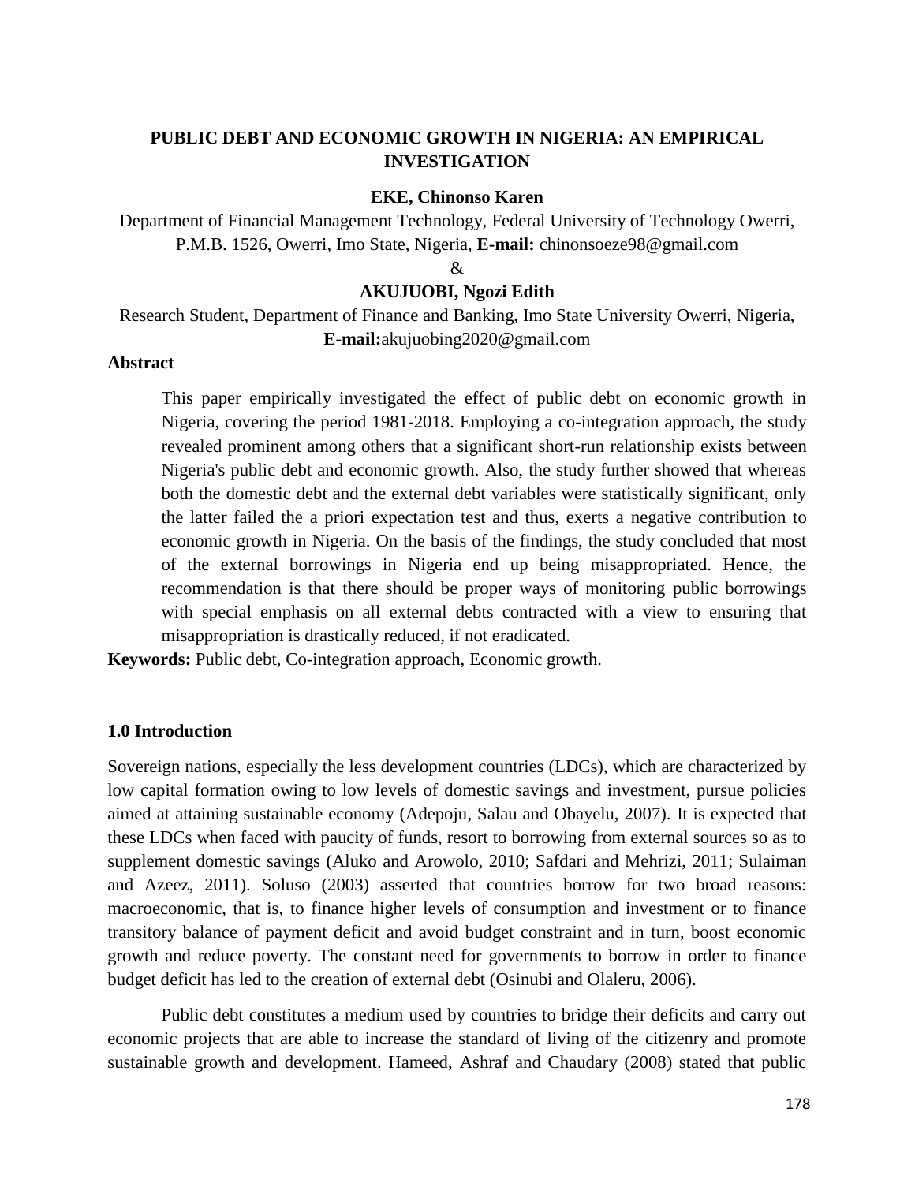# PUBLIC DEBT AND ECONOMIC GROWTH IN NIGERIA: AN EMPIRICAL INVESTIGATION

**EKE, Chinonso Karen**

Department of Financial Management Technology, Federal University of Technology Owerri, P.M.B. 1526, Owerri, Imo State, Nigeria, **E-mail:** chinonsoeze98@gmail.com

&

**AKUJUOBI, Ngozi Edith**

Research Student, Department of Finance and Banking, Imo State University Owerri, Nigeria, **E-mail:**akujuobing2020@gmail.com

**Abstract**

This paper empirically investigated the effect of public debt on economic growth in Nigeria, covering the period 1981-2018. Employing a co-integration approach, the study revealed prominent among others that a significant short-run relationship exists between Nigeria's public debt and economic growth. Also, the study further showed that whereas both the domestic debt and the external debt variables were statistically significant, only the latter failed the a priori expectation test and thus, exerts a negative contribution to economic growth in Nigeria. On the basis of the findings, the study concluded that most of the external borrowings in Nigeria end up being misappropriated. Hence, the recommendation is that there should be proper ways of monitoring public borrowings with special emphasis on all external debts contracted with a view to ensuring that misappropriation is drastically reduced, if not eradicated.

**Keywords:** Public debt, Co-integration approach, Economic growth.

## 1.0 Introduction

Sovereign nations, especially the less development countries (LDCs), which are characterized by low capital formation owing to low levels of domestic savings and investment, pursue policies aimed at attaining sustainable economy (Adepoju, Salau and Obayelu, 2007). It is expected that these LDCs when faced with paucity of funds, resort to borrowing from external sources so as to supplement domestic savings (Aluko and Arowolo, 2010; Safdari and Mehrizi, 2011; Sulaiman and Azeez, 2011). Soluso (2003) asserted that countries borrow for two broad reasons: macroeconomic, that is, to finance higher levels of consumption and investment or to finance transitory balance of payment deficit and avoid budget constraint and in turn, boost economic growth and reduce poverty. The constant need for governments to borrow in order to finance budget deficit has led to the creation of external debt (Osinubi and Olaleru, 2006).

Public debt constitutes a medium used by countries to bridge their deficits and carry out economic projects that are able to increase the standard of living of the citizenry and promote sustainable growth and development. Hameed, Ashraf and Chaudary (2008) stated that public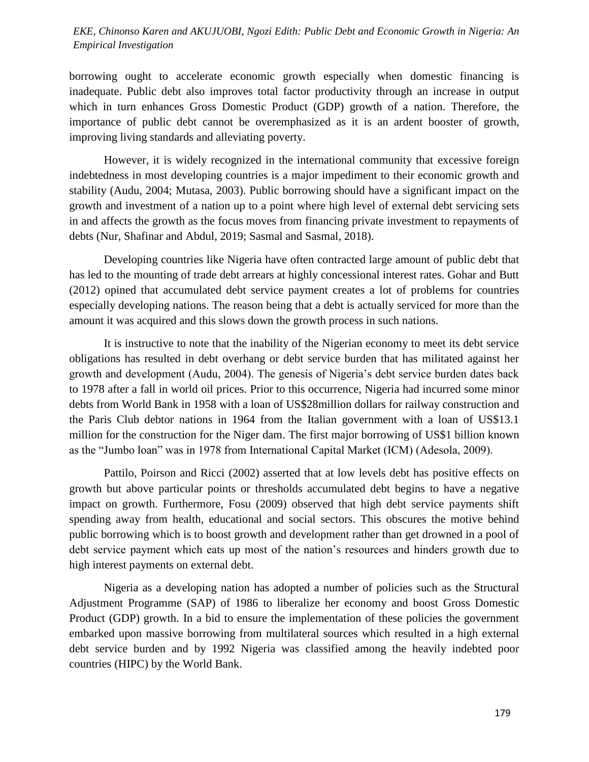borrowing ought to accelerate economic growth especially when domestic financing is inadequate. Public debt also improves total factor productivity through an increase in output which in turn enhances Gross Domestic Product (GDP) growth of a nation. Therefore, the importance of public debt cannot be overemphasized as it is an ardent booster of growth, improving living standards and alleviating poverty.

However, it is widely recognized in the international community that excessive foreign indebtedness in most developing countries is a major impediment to their economic growth and stability (Audu, 2004; Mutasa, 2003). Public borrowing should have a significant impact on the growth and investment of a nation up to a point where high level of external debt servicing sets in and affects the growth as the focus moves from financing private investment to repayments of debts (Nur, Shafinar and Abdul, 2019; Sasmal and Sasmal, 2018).

Developing countries like Nigeria have often contracted large amount of public debt that has led to the mounting of trade debt arrears at highly concessional interest rates. Gohar and Butt (2012) opined that accumulated debt service payment creates a lot of problems for countries especially developing nations. The reason being that a debt is actually serviced for more than the amount it was acquired and this slows down the growth process in such nations.

It is instructive to note that the inability of the Nigerian economy to meet its debt service obligations has resulted in debt overhang or debt service burden that has militated against her growth and development (Audu, 2004). The genesis of Nigeria's debt service burden dates back to 1978 after a fall in world oil prices. Prior to this occurrence, Nigeria had incurred some minor debts from World Bank in 1958 with a loan of US$28million dollars for railway construction and the Paris Club debtor nations in 1964 from the Italian government with a loan of US$13.1 million for the construction for the Niger dam. The first major borrowing of US$1 billion known as the "Jumbo loan" was in 1978 from International Capital Market (ICM) (Adesola, 2009).

Pattilo, Poirson and Ricci (2002) asserted that at low levels debt has positive effects on growth but above particular points or thresholds accumulated debt begins to have a negative impact on growth. Furthermore, Fosu (2009) observed that high debt service payments shift spending away from health, educational and social sectors. This obscures the motive behind public borrowing which is to boost growth and development rather than get drowned in a pool of debt service payment which eats up most of the nation's resources and hinders growth due to high interest payments on external debt.

Nigeria as a developing nation has adopted a number of policies such as the Structural Adjustment Programme (SAP) of 1986 to liberalize her economy and boost Gross Domestic Product (GDP) growth. In a bid to ensure the implementation of these policies the government embarked upon massive borrowing from multilateral sources which resulted in a high external debt service burden and by 1992 Nigeria was classified among the heavily indebted poor countries (HIPC) by the World Bank.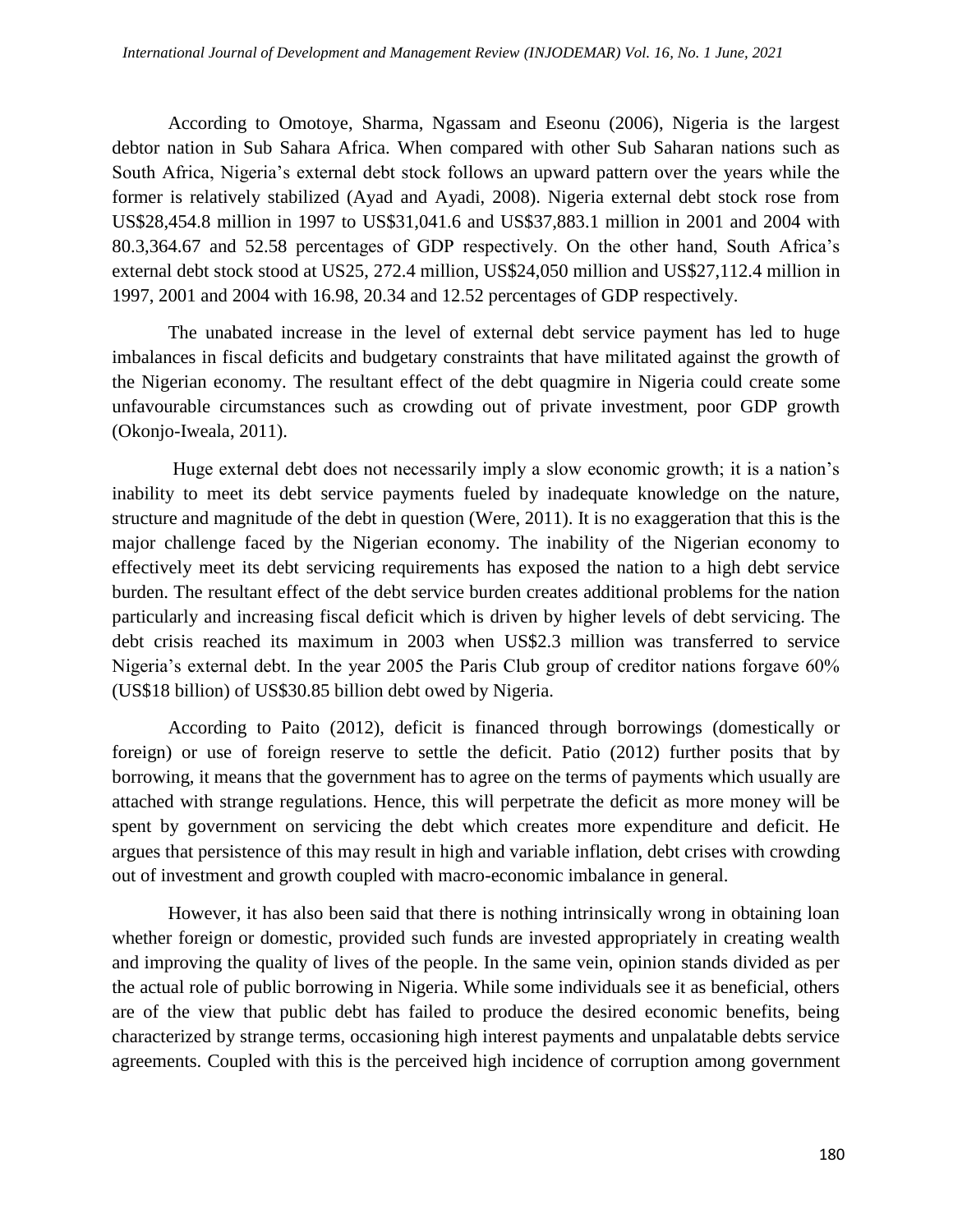According to Omotoye, Sharma, Ngassam and Eseonu (2006), Nigeria is the largest debtor nation in Sub Sahara Africa. When compared with other Sub Saharan nations such as South Africa, Nigeria's external debt stock follows an upward pattern over the years while the former is relatively stabilized (Ayad and Ayadi, 2008). Nigeria external debt stock rose from US$28,454.8 million in 1997 to US$31,041.6 and US$37,883.1 million in 2001 and 2004 with 80.3,364.67 and 52.58 percentages of GDP respectively. On the other hand, South Africa's external debt stock stood at US25, 272.4 million, US$24,050 million and US$27,112.4 million in 1997, 2001 and 2004 with 16.98, 20.34 and 12.52 percentages of GDP respectively.

The unabated increase in the level of external debt service payment has led to huge imbalances in fiscal deficits and budgetary constraints that have militated against the growth of the Nigerian economy. The resultant effect of the debt quagmire in Nigeria could create some unfavourable circumstances such as crowding out of private investment, poor GDP growth (Okonjo-Iweala, 2011).

Huge external debt does not necessarily imply a slow economic growth; it is a nation's inability to meet its debt service payments fueled by inadequate knowledge on the nature, structure and magnitude of the debt in question (Were, 2011). It is no exaggeration that this is the major challenge faced by the Nigerian economy. The inability of the Nigerian economy to effectively meet its debt servicing requirements has exposed the nation to a high debt service burden. The resultant effect of the debt service burden creates additional problems for the nation particularly and increasing fiscal deficit which is driven by higher levels of debt servicing. The debt crisis reached its maximum in 2003 when US$2.3 million was transferred to service Nigeria's external debt. In the year 2005 the Paris Club group of creditor nations forgave 60% (US$18 billion) of US$30.85 billion debt owed by Nigeria.

According to Paito (2012), deficit is financed through borrowings (domestically or foreign) or use of foreign reserve to settle the deficit. Patio (2012) further posits that by borrowing, it means that the government has to agree on the terms of payments which usually are attached with strange regulations. Hence, this will perpetrate the deficit as more money will be spent by government on servicing the debt which creates more expenditure and deficit. He argues that persistence of this may result in high and variable inflation, debt crises with crowding out of investment and growth coupled with macro-economic imbalance in general.

However, it has also been said that there is nothing intrinsically wrong in obtaining loan whether foreign or domestic, provided such funds are invested appropriately in creating wealth and improving the quality of lives of the people. In the same vein, opinion stands divided as per the actual role of public borrowing in Nigeria. While some individuals see it as beneficial, others are of the view that public debt has failed to produce the desired economic benefits, being characterized by strange terms, occasioning high interest payments and unpalatable debts service agreements. Coupled with this is the perceived high incidence of corruption among government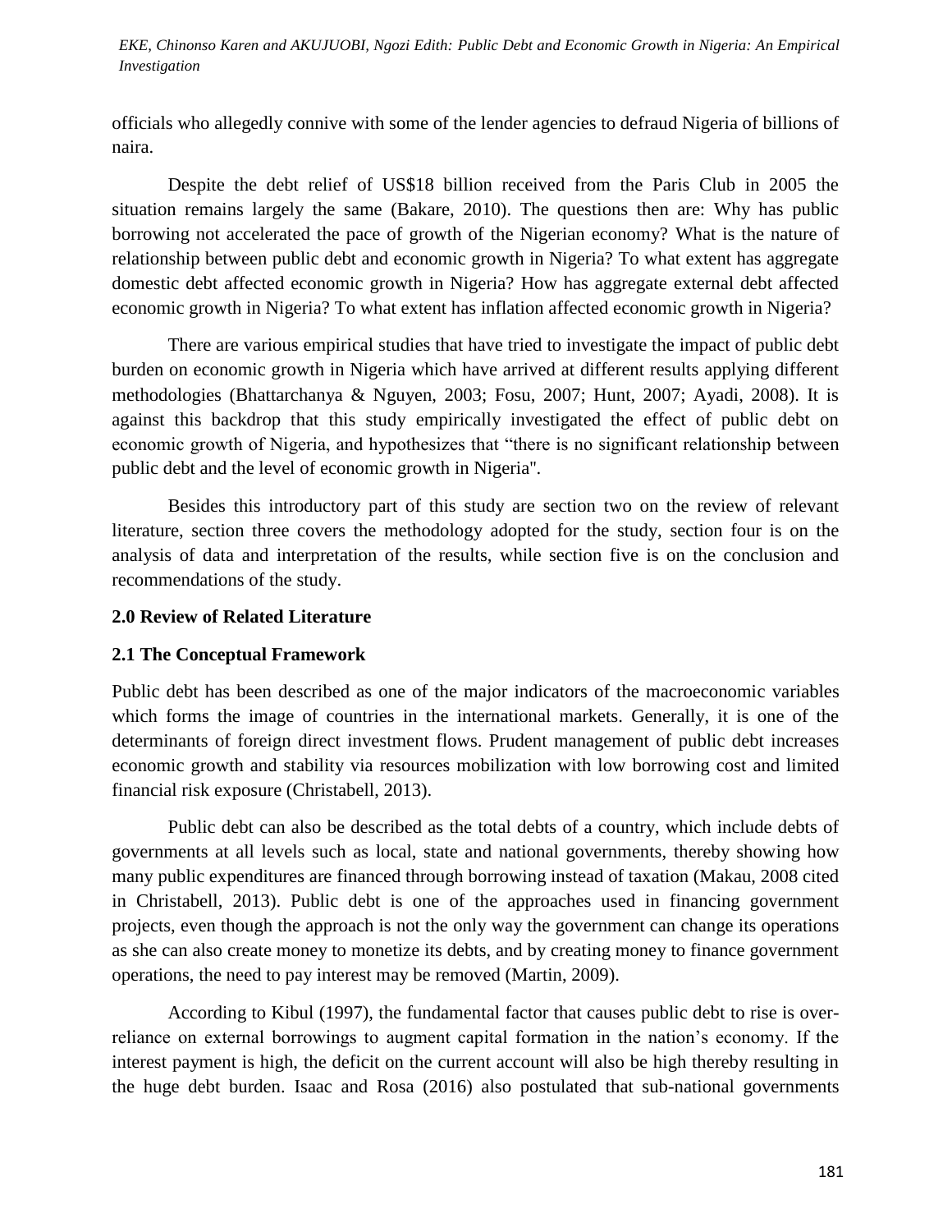officials who allegedly connive with some of the lender agencies to defraud Nigeria of billions of naira.

Despite the debt relief of US$18 billion received from the Paris Club in 2005 the situation remains largely the same (Bakare, 2010). The questions then are: Why has public borrowing not accelerated the pace of growth of the Nigerian economy? What is the nature of relationship between public debt and economic growth in Nigeria? To what extent has aggregate domestic debt affected economic growth in Nigeria? How has aggregate external debt affected economic growth in Nigeria? To what extent has inflation affected economic growth in Nigeria?

There are various empirical studies that have tried to investigate the impact of public debt burden on economic growth in Nigeria which have arrived at different results applying different methodologies (Bhattarchanya & Nguyen, 2003; Fosu, 2007; Hunt, 2007; Ayadi, 2008). It is against this backdrop that this study empirically investigated the effect of public debt on economic growth of Nigeria, and hypothesizes that "there is no significant relationship between public debt and the level of economic growth in Nigeria".

Besides this introductory part of this study are section two on the review of relevant literature, section three covers the methodology adopted for the study, section four is on the analysis of data and interpretation of the results, while section five is on the conclusion and recommendations of the study.

## 2.0 Review of Related Literature

### 2.1 The Conceptual Framework

Public debt has been described as one of the major indicators of the macroeconomic variables which forms the image of countries in the international markets. Generally, it is one of the determinants of foreign direct investment flows. Prudent management of public debt increases economic growth and stability via resources mobilization with low borrowing cost and limited financial risk exposure (Christabell, 2013).

Public debt can also be described as the total debts of a country, which include debts of governments at all levels such as local, state and national governments, thereby showing how many public expenditures are financed through borrowing instead of taxation (Makau, 2008 cited in Christabell, 2013). Public debt is one of the approaches used in financing government projects, even though the approach is not the only way the government can change its operations as she can also create money to monetize its debts, and by creating money to finance government operations, the need to pay interest may be removed (Martin, 2009).

According to Kibul (1997), the fundamental factor that causes public debt to rise is over-reliance on external borrowings to augment capital formation in the nation's economy. If the interest payment is high, the deficit on the current account will also be high thereby resulting in the huge debt burden. Isaac and Rosa (2016) also postulated that sub-national governments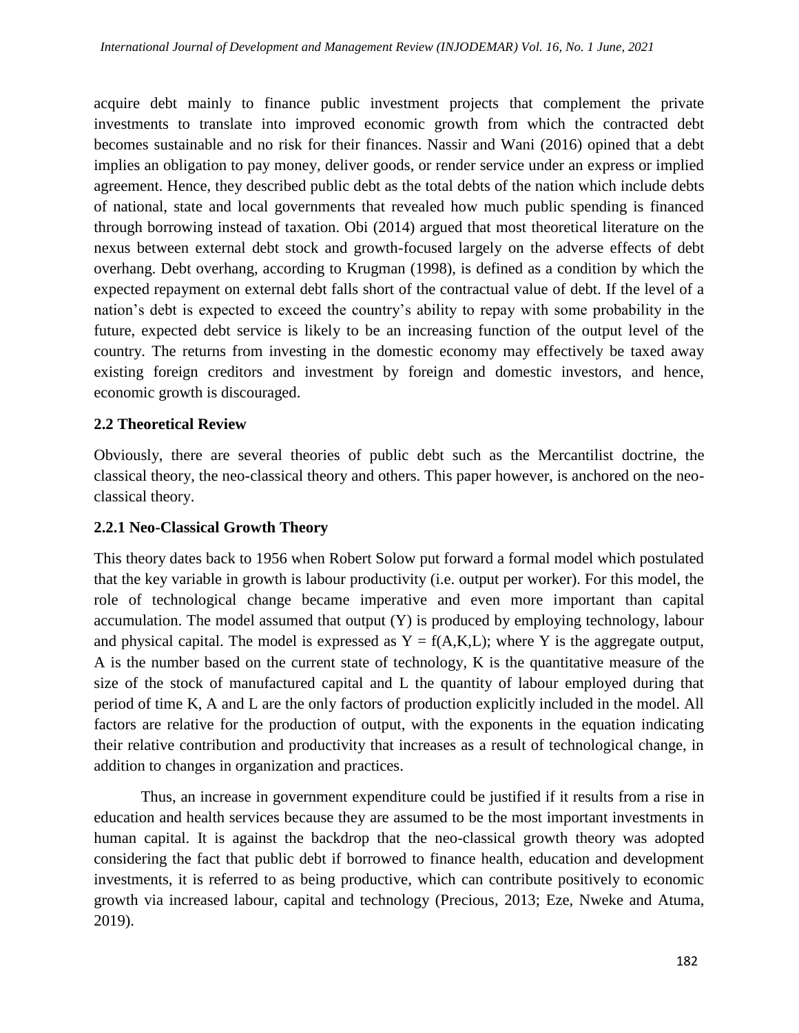acquire debt mainly to finance public investment projects that complement the private investments to translate into improved economic growth from which the contracted debt becomes sustainable and no risk for their finances. Nassir and Wani (2016) opined that a debt implies an obligation to pay money, deliver goods, or render service under an express or implied agreement. Hence, they described public debt as the total debts of the nation which include debts of national, state and local governments that revealed how much public spending is financed through borrowing instead of taxation. Obi (2014) argued that most theoretical literature on the nexus between external debt stock and growth-focused largely on the adverse effects of debt overhang. Debt overhang, according to Krugman (1998), is defined as a condition by which the expected repayment on external debt falls short of the contractual value of debt. If the level of a nation's debt is expected to exceed the country's ability to repay with some probability in the future, expected debt service is likely to be an increasing function of the output level of the country. The returns from investing in the domestic economy may effectively be taxed away existing foreign creditors and investment by foreign and domestic investors, and hence, economic growth is discouraged.

### 2.2 Theoretical Review

Obviously, there are several theories of public debt such as the Mercantilist doctrine, the classical theory, the neo-classical theory and others. This paper however, is anchored on the neo-classical theory.

### 2.2.1 Neo-Classical Growth Theory

This theory dates back to 1956 when Robert Solow put forward a formal model which postulated that the key variable in growth is labour productivity (i.e. output per worker). For this model, the role of technological change became imperative and even more important than capital accumulation. The model assumed that output (Y) is produced by employing technology, labour and physical capital. The model is expressed as $Y = f(A,K,L)$; where Y is the aggregate output, A is the number based on the current state of technology, K is the quantitative measure of the size of the stock of manufactured capital and L the quantity of labour employed during that period of time K, A and L are the only factors of production explicitly included in the model. All factors are relative for the production of output, with the exponents in the equation indicating their relative contribution and productivity that increases as a result of technological change, in addition to changes in organization and practices.

Thus, an increase in government expenditure could be justified if it results from a rise in education and health services because they are assumed to be the most important investments in human capital. It is against the backdrop that the neo-classical growth theory was adopted considering the fact that public debt if borrowed to finance health, education and development investments, it is referred to as being productive, which can contribute positively to economic growth via increased labour, capital and technology (Precious, 2013; Eze, Nweke and Atuma, 2019).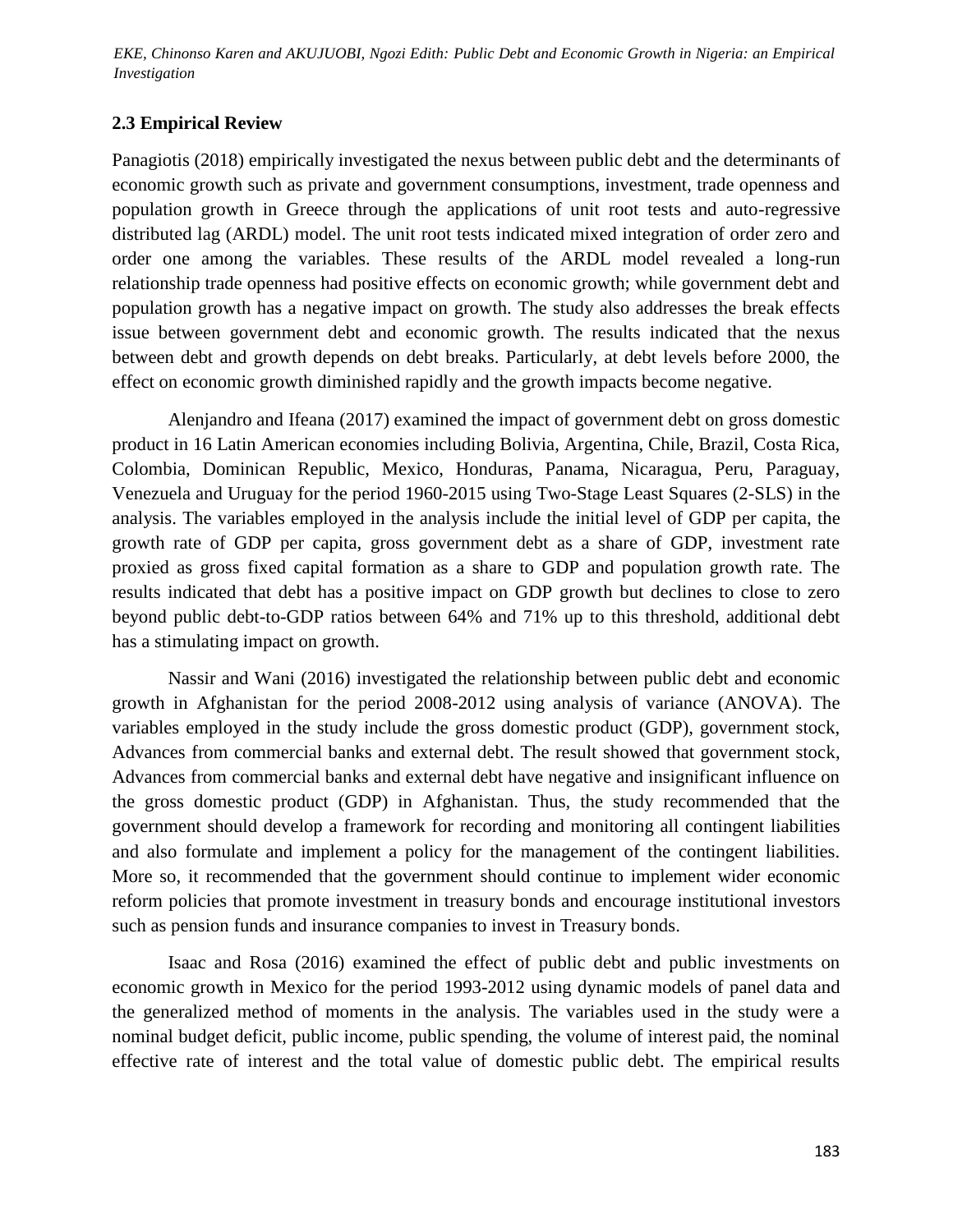## 2.3 Empirical Review

Panagiotis (2018) empirically investigated the nexus between public debt and the determinants of economic growth such as private and government consumptions, investment, trade openness and population growth in Greece through the applications of unit root tests and auto-regressive distributed lag (ARDL) model. The unit root tests indicated mixed integration of order zero and order one among the variables. These results of the ARDL model revealed a long-run relationship trade openness had positive effects on economic growth; while government debt and population growth has a negative impact on growth. The study also addresses the break effects issue between government debt and economic growth. The results indicated that the nexus between debt and growth depends on debt breaks. Particularly, at debt levels before 2000, the effect on economic growth diminished rapidly and the growth impacts become negative.

Alenjandro and Ifeana (2017) examined the impact of government debt on gross domestic product in 16 Latin American economies including Bolivia, Argentina, Chile, Brazil, Costa Rica, Colombia, Dominican Republic, Mexico, Honduras, Panama, Nicaragua, Peru, Paraguay, Venezuela and Uruguay for the period 1960-2015 using Two-Stage Least Squares (2-SLS) in the analysis. The variables employed in the analysis include the initial level of GDP per capita, the growth rate of GDP per capita, gross government debt as a share of GDP, investment rate proxied as gross fixed capital formation as a share to GDP and population growth rate. The results indicated that debt has a positive impact on GDP growth but declines to close to zero beyond public debt-to-GDP ratios between 64% and 71% up to this threshold, additional debt has a stimulating impact on growth.

Nassir and Wani (2016) investigated the relationship between public debt and economic growth in Afghanistan for the period 2008-2012 using analysis of variance (ANOVA). The variables employed in the study include the gross domestic product (GDP), government stock, Advances from commercial banks and external debt. The result showed that government stock, Advances from commercial banks and external debt have negative and insignificant influence on the gross domestic product (GDP) in Afghanistan. Thus, the study recommended that the government should develop a framework for recording and monitoring all contingent liabilities and also formulate and implement a policy for the management of the contingent liabilities. More so, it recommended that the government should continue to implement wider economic reform policies that promote investment in treasury bonds and encourage institutional investors such as pension funds and insurance companies to invest in Treasury bonds.

Isaac and Rosa (2016) examined the effect of public debt and public investments on economic growth in Mexico for the period 1993-2012 using dynamic models of panel data and the generalized method of moments in the analysis. The variables used in the study were a nominal budget deficit, public income, public spending, the volume of interest paid, the nominal effective rate of interest and the total value of domestic public debt. The empirical results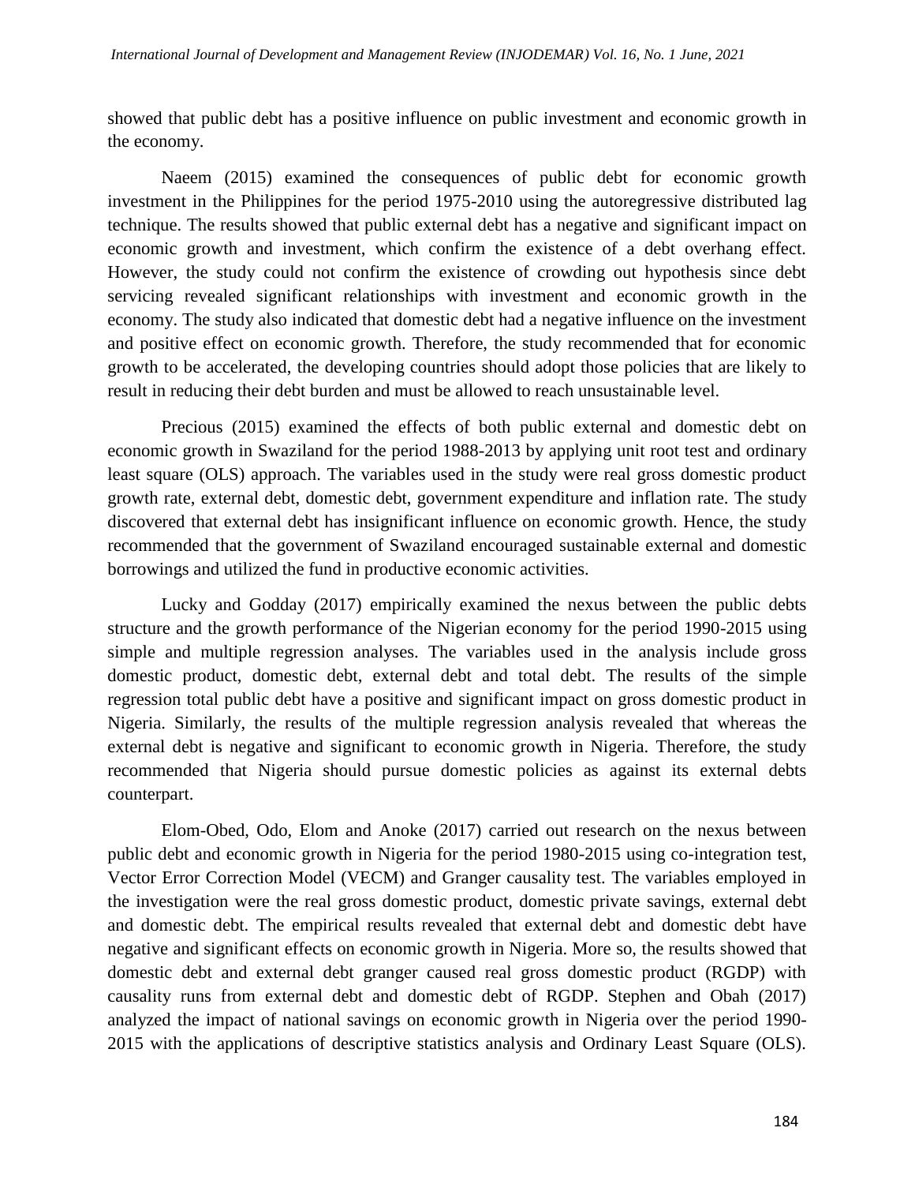showed that public debt has a positive influence on public investment and economic growth in the economy.

Naeem (2015) examined the consequences of public debt for economic growth investment in the Philippines for the period 1975-2010 using the autoregressive distributed lag technique. The results showed that public external debt has a negative and significant impact on economic growth and investment, which confirm the existence of a debt overhang effect. However, the study could not confirm the existence of crowding out hypothesis since debt servicing revealed significant relationships with investment and economic growth in the economy. The study also indicated that domestic debt had a negative influence on the investment and positive effect on economic growth. Therefore, the study recommended that for economic growth to be accelerated, the developing countries should adopt those policies that are likely to result in reducing their debt burden and must be allowed to reach unsustainable level.

Precious (2015) examined the effects of both public external and domestic debt on economic growth in Swaziland for the period 1988-2013 by applying unit root test and ordinary least square (OLS) approach. The variables used in the study were real gross domestic product growth rate, external debt, domestic debt, government expenditure and inflation rate. The study discovered that external debt has insignificant influence on economic growth. Hence, the study recommended that the government of Swaziland encouraged sustainable external and domestic borrowings and utilized the fund in productive economic activities.

Lucky and Godday (2017) empirically examined the nexus between the public debts structure and the growth performance of the Nigerian economy for the period 1990-2015 using simple and multiple regression analyses. The variables used in the analysis include gross domestic product, domestic debt, external debt and total debt. The results of the simple regression total public debt have a positive and significant impact on gross domestic product in Nigeria. Similarly, the results of the multiple regression analysis revealed that whereas the external debt is negative and significant to economic growth in Nigeria. Therefore, the study recommended that Nigeria should pursue domestic policies as against its external debts counterpart.

Elom-Obed, Odo, Elom and Anoke (2017) carried out research on the nexus between public debt and economic growth in Nigeria for the period 1980-2015 using co-integration test, Vector Error Correction Model (VECM) and Granger causality test. The variables employed in the investigation were the real gross domestic product, domestic private savings, external debt and domestic debt. The empirical results revealed that external debt and domestic debt have negative and significant effects on economic growth in Nigeria. More so, the results showed that domestic debt and external debt granger caused real gross domestic product (RGDP) with causality runs from external debt and domestic debt of RGDP. Stephen and Obah (2017) analyzed the impact of national savings on economic growth in Nigeria over the period 1990-2015 with the applications of descriptive statistics analysis and Ordinary Least Square (OLS).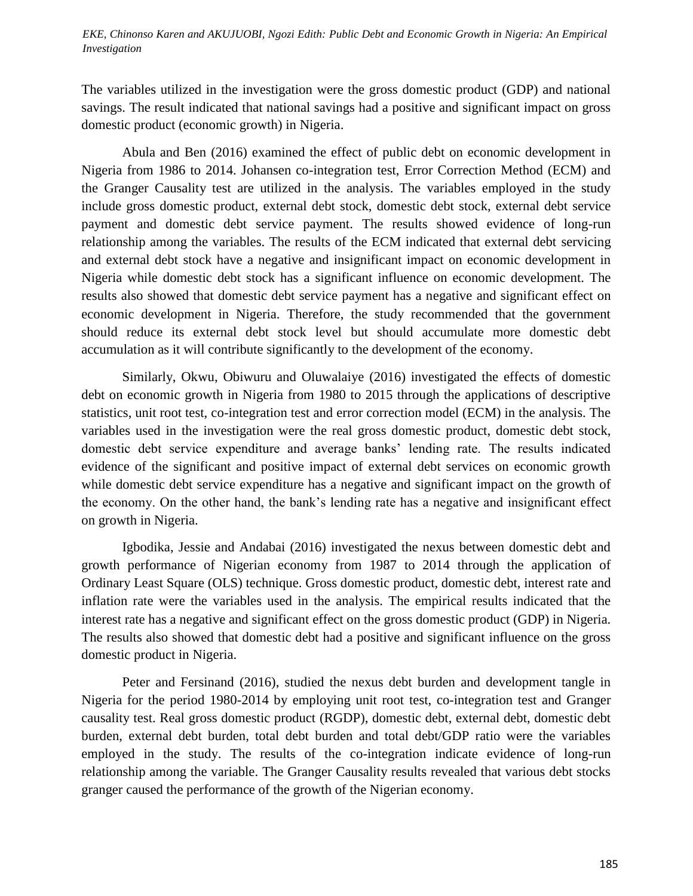The variables utilized in the investigation were the gross domestic product (GDP) and national savings. The result indicated that national savings had a positive and significant impact on gross domestic product (economic growth) in Nigeria.

Abula and Ben (2016) examined the effect of public debt on economic development in Nigeria from 1986 to 2014. Johansen co-integration test, Error Correction Method (ECM) and the Granger Causality test are utilized in the analysis. The variables employed in the study include gross domestic product, external debt stock, domestic debt stock, external debt service payment and domestic debt service payment. The results showed evidence of long-run relationship among the variables. The results of the ECM indicated that external debt servicing and external debt stock have a negative and insignificant impact on economic development in Nigeria while domestic debt stock has a significant influence on economic development. The results also showed that domestic debt service payment has a negative and significant effect on economic development in Nigeria. Therefore, the study recommended that the government should reduce its external debt stock level but should accumulate more domestic debt accumulation as it will contribute significantly to the development of the economy.

Similarly, Okwu, Obiwuru and Oluwalaiye (2016) investigated the effects of domestic debt on economic growth in Nigeria from 1980 to 2015 through the applications of descriptive statistics, unit root test, co-integration test and error correction model (ECM) in the analysis. The variables used in the investigation were the real gross domestic product, domestic debt stock, domestic debt service expenditure and average banks' lending rate. The results indicated evidence of the significant and positive impact of external debt services on economic growth while domestic debt service expenditure has a negative and significant impact on the growth of the economy. On the other hand, the bank's lending rate has a negative and insignificant effect on growth in Nigeria.

Igbodika, Jessie and Andabai (2016) investigated the nexus between domestic debt and growth performance of Nigerian economy from 1987 to 2014 through the application of Ordinary Least Square (OLS) technique. Gross domestic product, domestic debt, interest rate and inflation rate were the variables used in the analysis. The empirical results indicated that the interest rate has a negative and significant effect on the gross domestic product (GDP) in Nigeria. The results also showed that domestic debt had a positive and significant influence on the gross domestic product in Nigeria.

Peter and Fersinand (2016), studied the nexus debt burden and development tangle in Nigeria for the period 1980-2014 by employing unit root test, co-integration test and Granger causality test. Real gross domestic product (RGDP), domestic debt, external debt, domestic debt burden, external debt burden, total debt burden and total debt/GDP ratio were the variables employed in the study. The results of the co-integration indicate evidence of long-run relationship among the variable. The Granger Causality results revealed that various debt stocks granger caused the performance of the growth of the Nigerian economy.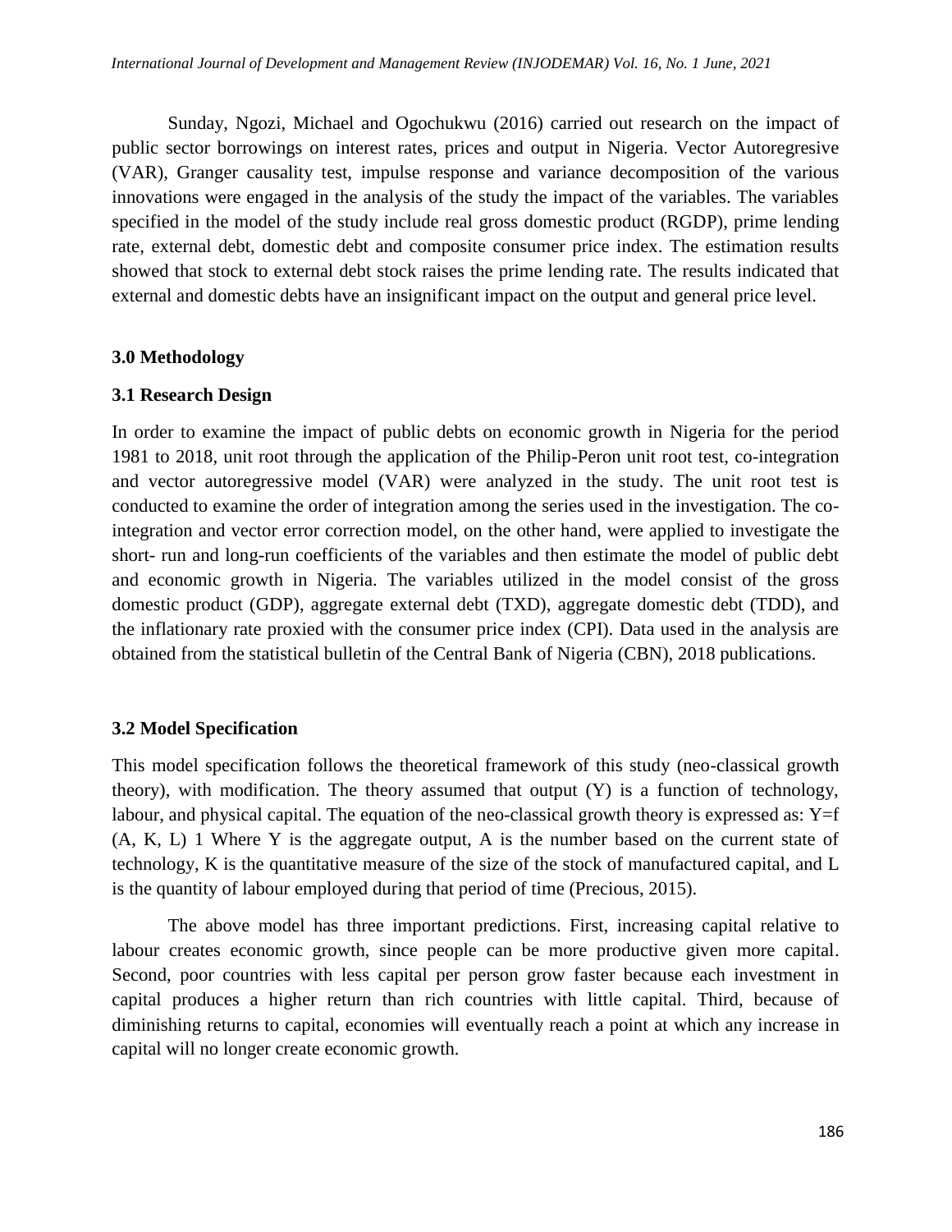Sunday, Ngozi, Michael and Ogochukwu (2016) carried out research on the impact of public sector borrowings on interest rates, prices and output in Nigeria. Vector Autoregresive (VAR), Granger causality test, impulse response and variance decomposition of the various innovations were engaged in the analysis of the study the impact of the variables. The variables specified in the model of the study include real gross domestic product (RGDP), prime lending rate, external debt, domestic debt and composite consumer price index. The estimation results showed that stock to external debt stock raises the prime lending rate. The results indicated that external and domestic debts have an insignificant impact on the output and general price level.

## 3.0 Methodology

### 3.1 Research Design

In order to examine the impact of public debts on economic growth in Nigeria for the period 1981 to 2018, unit root through the application of the Philip-Peron unit root test, co-integration and vector autoregressive model (VAR) were analyzed in the study. The unit root test is conducted to examine the order of integration among the series used in the investigation. The co-integration and vector error correction model, on the other hand, were applied to investigate the short- run and long-run coefficients of the variables and then estimate the model of public debt and economic growth in Nigeria. The variables utilized in the model consist of the gross domestic product (GDP), aggregate external debt (TXD), aggregate domestic debt (TDD), and the inflationary rate proxied with the consumer price index (CPI). Data used in the analysis are obtained from the statistical bulletin of the Central Bank of Nigeria (CBN), 2018 publications.

### 3.2 Model Specification

This model specification follows the theoretical framework of this study (neo-classical growth theory), with modification. The theory assumed that output (Y) is a function of technology, labour, and physical capital. The equation of the neo-classical growth theory is expressed as: $Y=f(A, K, L)$ 1 Where Y is the aggregate output, A is the number based on the current state of technology, K is the quantitative measure of the size of the stock of manufactured capital, and L is the quantity of labour employed during that period of time (Precious, 2015).

The above model has three important predictions. First, increasing capital relative to labour creates economic growth, since people can be more productive given more capital. Second, poor countries with less capital per person grow faster because each investment in capital produces a higher return than rich countries with little capital. Third, because of diminishing returns to capital, economies will eventually reach a point at which any increase in capital will no longer create economic growth.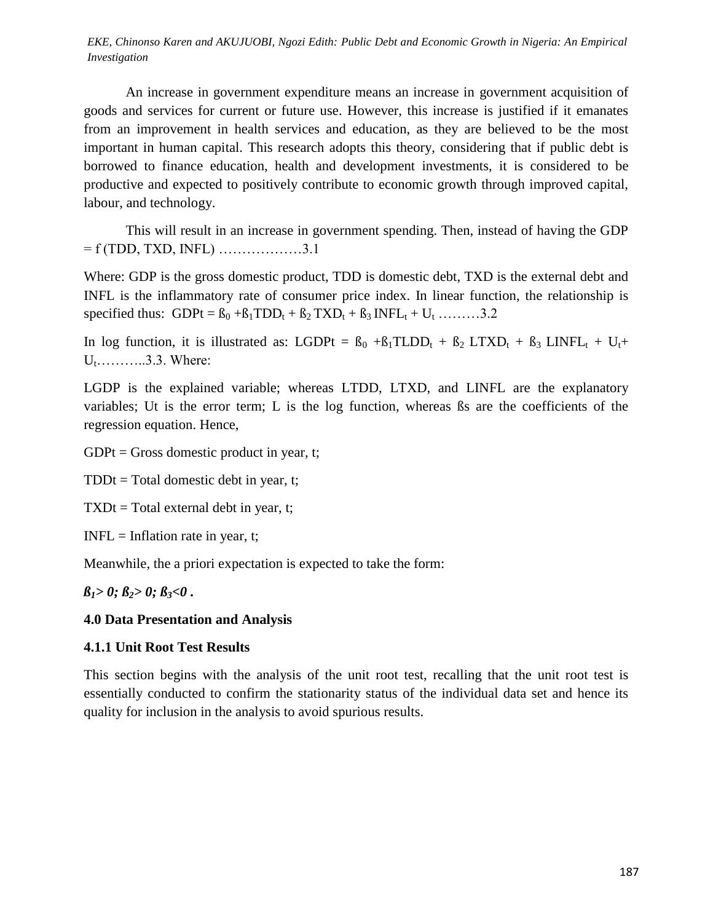An increase in government expenditure means an increase in government acquisition of goods and services for current or future use. However, this increase is justified if it emanates from an improvement in health services and education, as they are believed to be the most important in human capital. This research adopts this theory, considering that if public debt is borrowed to finance education, health and development investments, it is considered to be productive and expected to positively contribute to economic growth through improved capital, labour, and technology.

This will result in an increase in government spending. Then, instead of having the GDP = f (TDD, TXD, INFL) ………………3.1

Where: GDP is the gross domestic product, TDD is domestic debt, TXD is the external debt and INFL is the inflammatory rate of consumer price index. In linear function, the relationship is specified thus: $GDPt = ß_0 + ß_1 TDD_t + ß_2 TXD_t + ß_3 INFL_t + U_t$ ………3.2

In log function, it is illustrated as: $LGDPt = ß_0 + ß_1 TLDD_t + ß_2 LTXD_t + ß_3 LINFL_t + U_t + U_t$………..3.3. Where:

LGDP is the explained variable; whereas LTDD, LTXD, and LINFL are the explanatory variables; Ut is the error term; L is the log function, whereas ßs are the coefficients of the regression equation. Hence,

GDPt = Gross domestic product in year, t;

TDDt = Total domestic debt in year, t;

TXDt = Total external debt in year, t;

INFL = Inflation rate in year, t;

Meanwhile, the a priori expectation is expected to take the form:

***$ß_1 > 0; ß_2 > 0; ß_3 < 0$ .***

**4.0 Data Presentation and Analysis**

**4.1.1 Unit Root Test Results**

This section begins with the analysis of the unit root test, recalling that the unit root test is essentially conducted to confirm the stationarity status of the individual data set and hence its quality for inclusion in the analysis to avoid spurious results.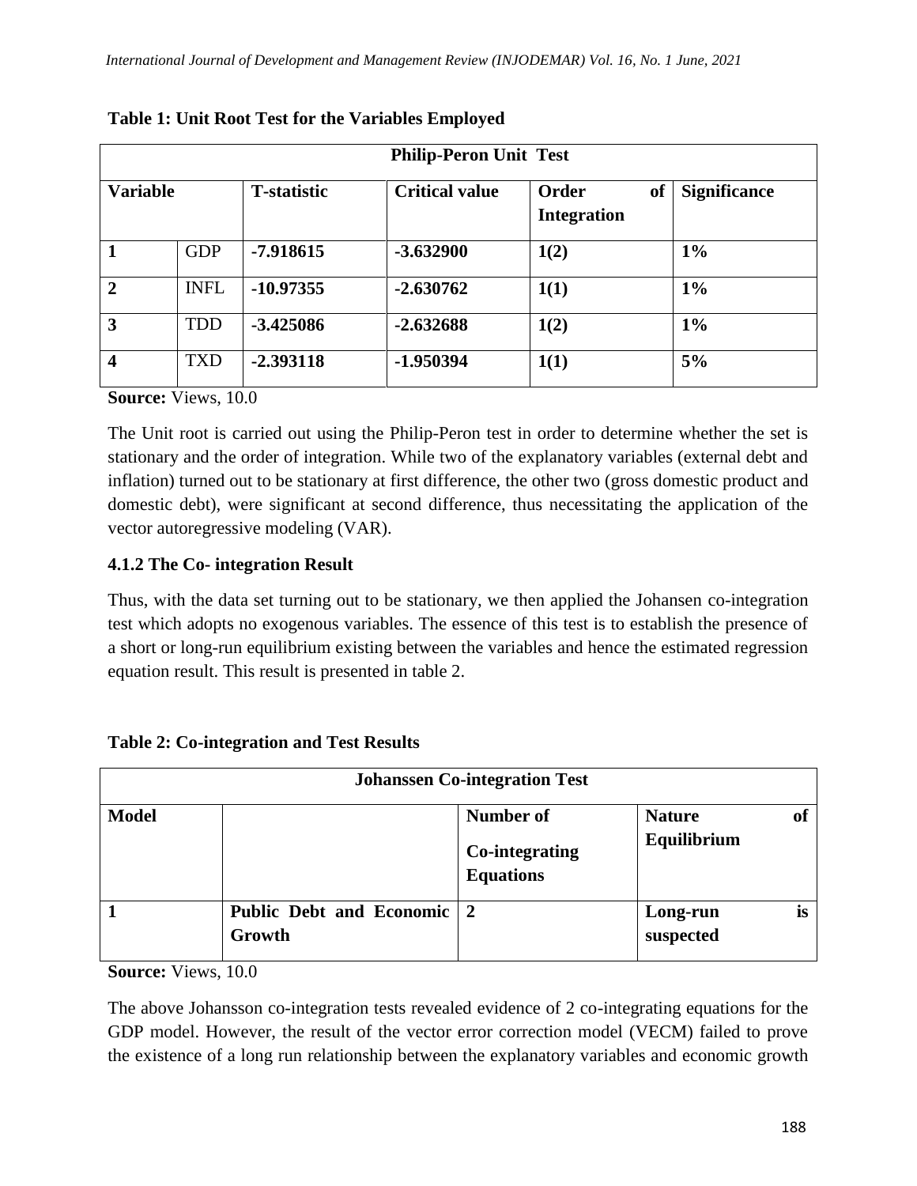**Table 1: Unit Root Test for the Variables Employed**

| Philip-Peron Unit Test | | | | | |
|---|---|---|---|---|---|
| **Variable** | | **T-statistic** | **Critical value** | **Order of Integration** | **Significance** |
| **1** | GDP | **-7.918615** | **-3.632900** | **1(2)** | **1%** |
| **2** | INFL | **-10.97355** | **-2.630762** | **1(1)** | **1%** |
| **3** | TDD | **-3.425086** | **-2.632688** | **1(2)** | **1%** |
| **4** | TXD | **-2.393118** | **-1.950394** | **1(1)** | **5%** |

**Source:** Views, 10.0

The Unit root is carried out using the Philip-Peron test in order to determine whether the set is stationary and the order of integration. While two of the explanatory variables (external debt and inflation) turned out to be stationary at first difference, the other two (gross domestic product and domestic debt), were significant at second difference, thus necessitating the application of the vector autoregressive modeling (VAR).

### 4.1.2 The Co- integration Result

Thus, with the data set turning out to be stationary, we then applied the Johansen co-integration test which adopts no exogenous variables. The essence of this test is to establish the presence of a short or long-run equilibrium existing between the variables and hence the estimated regression equation result. This result is presented in table 2.

**Table 2: Co-integration and Test Results**

| Johanssen Co-integration Test | | | |
|---|---|---|---|
| **Model** | | **Number of Co-integrating Equations** | **Nature of Equilibrium** |
| **1** | **Public Debt and Economic Growth** | **2** | **Long-run is suspected** |

**Source:** Views, 10.0

The above Johansson co-integration tests revealed evidence of 2 co-integrating equations for the GDP model. However, the result of the vector error correction model (VECM) failed to prove the existence of a long run relationship between the explanatory variables and economic growth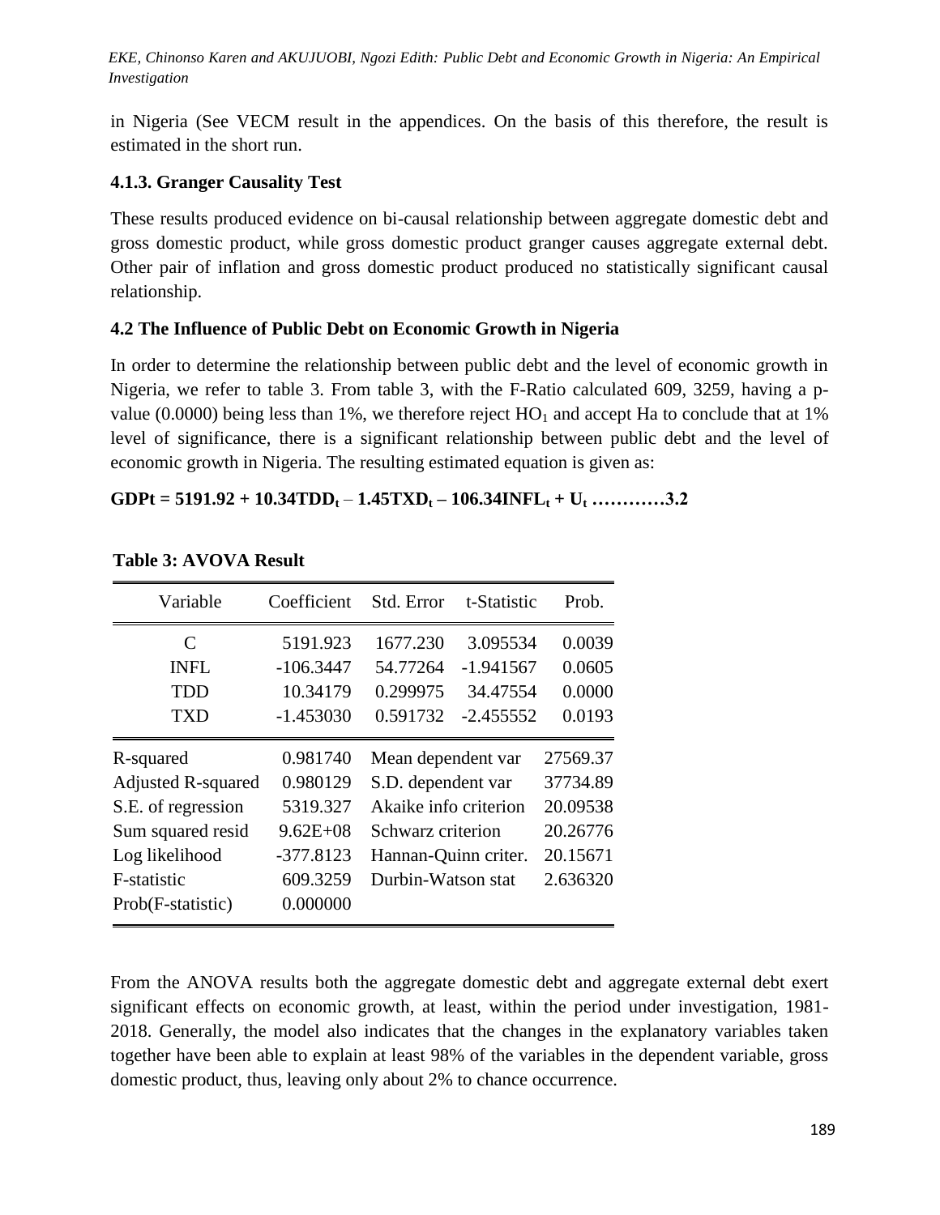in Nigeria (See VECM result in the appendices. On the basis of this therefore, the result is estimated in the short run.

### 4.1.3. Granger Causality Test

These results produced evidence on bi-causal relationship between aggregate domestic debt and gross domestic product, while gross domestic product granger causes aggregate external debt. Other pair of inflation and gross domestic product produced no statistically significant causal relationship.

## 4.2 The Influence of Public Debt on Economic Growth in Nigeria

In order to determine the relationship between public debt and the level of economic growth in Nigeria, we refer to table 3. From table 3, with the F-Ratio calculated 609, 3259, having a p-value (0.0000) being less than 1%, we therefore reject $HO_1$ and accept Ha to conclude that at 1% level of significance, there is a significant relationship between public debt and the level of economic growth in Nigeria. The resulting estimated equation is given as:

$$GDPt = 5191.92 + 10.34TDD_t - 1.45TXD_t - 106.34INFL_t + U_t \quad \ldots\ldots\ldots\ldots 3.2$$

**Table 3: AVOVA Result**

| Variable | Coefficient | Std. Error | t-Statistic | Prob. |
|---|---|---|---|---|
| C | 5191.923 | 1677.230 | 3.095534 | 0.0039 |
| INFL | -106.3447 | 54.77264 | -1.941567 | 0.0605 |
| TDD | 10.34179 | 0.299975 | 34.47554 | 0.0000 |
| TXD | -1.453030 | 0.591732 | -2.455552 | 0.0193 |
| R-squared | 0.981740 | Mean dependent var | | 27569.37 |
| Adjusted R-squared | 0.980129 | S.D. dependent var | | 37734.89 |
| S.E. of regression | 5319.327 | Akaike info criterion | | 20.09538 |
| Sum squared resid | 9.62E+08 | Schwarz criterion | | 20.26776 |
| Log likelihood | -377.8123 | Hannan-Quinn criter. | | 20.15671 |
| F-statistic | 609.3259 | Durbin-Watson stat | | 2.636320 |
| Prob(F-statistic) | 0.000000 | | | |

From the ANOVA results both the aggregate domestic debt and aggregate external debt exert significant effects on economic growth, at least, within the period under investigation, 1981-2018. Generally, the model also indicates that the changes in the explanatory variables taken together have been able to explain at least 98% of the variables in the dependent variable, gross domestic product, thus, leaving only about 2% to chance occurrence.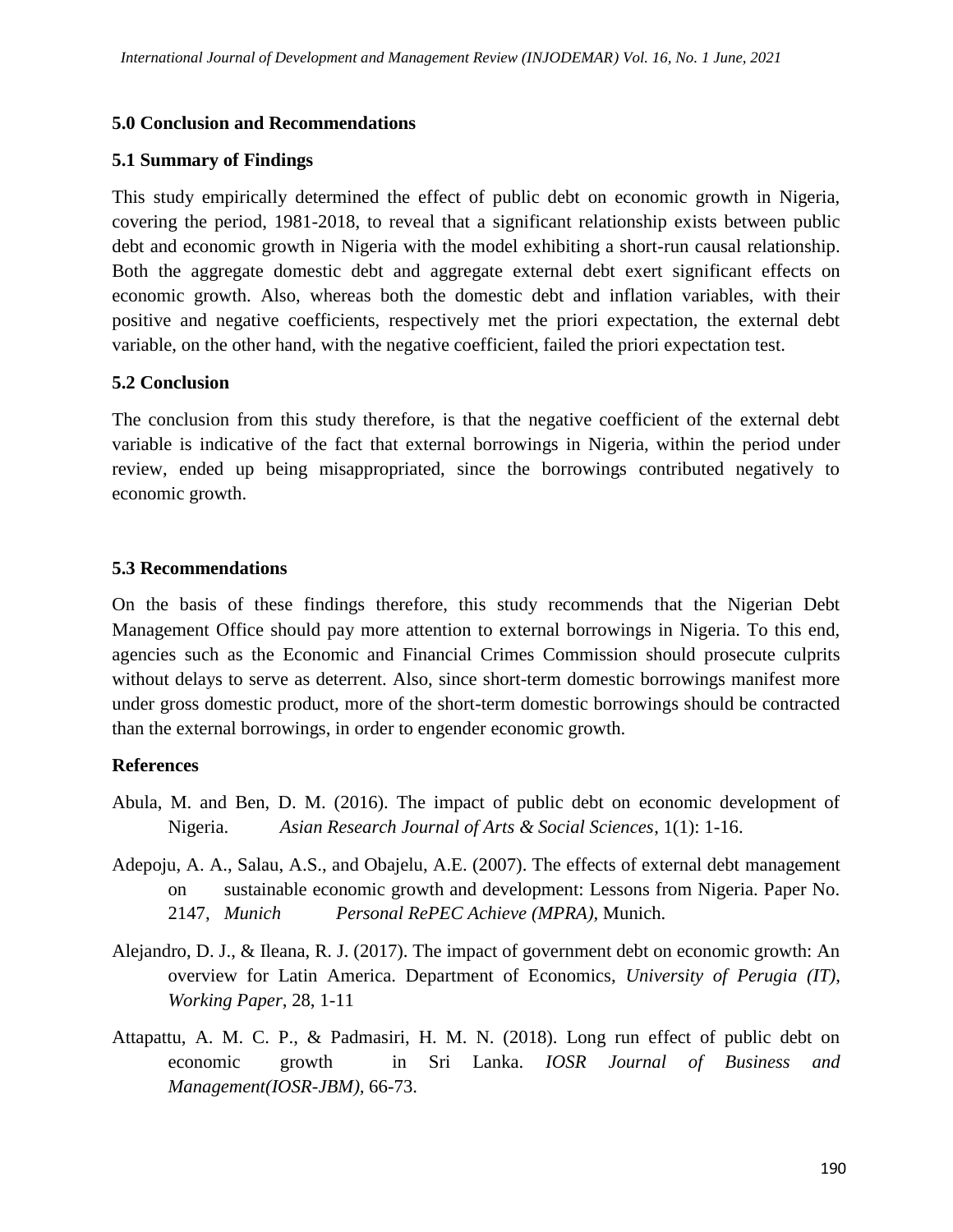## 5.0 Conclusion and Recommendations

### 5.1 Summary of Findings

This study empirically determined the effect of public debt on economic growth in Nigeria, covering the period, 1981-2018, to reveal that a significant relationship exists between public debt and economic growth in Nigeria with the model exhibiting a short-run causal relationship. Both the aggregate domestic debt and aggregate external debt exert significant effects on economic growth. Also, whereas both the domestic debt and inflation variables, with their positive and negative coefficients, respectively met the priori expectation, the external debt variable, on the other hand, with the negative coefficient, failed the priori expectation test.

### 5.2 Conclusion

The conclusion from this study therefore, is that the negative coefficient of the external debt variable is indicative of the fact that external borrowings in Nigeria, within the period under review, ended up being misappropriated, since the borrowings contributed negatively to economic growth.

### 5.3 Recommendations

On the basis of these findings therefore, this study recommends that the Nigerian Debt Management Office should pay more attention to external borrowings in Nigeria. To this end, agencies such as the Economic and Financial Crimes Commission should prosecute culprits without delays to serve as deterrent. Also, since short-term domestic borrowings manifest more under gross domestic product, more of the short-term domestic borrowings should be contracted than the external borrowings, in order to engender economic growth.

## References

Abula, M. and Ben, D. M. (2016). The impact of public debt on economic development of Nigeria. *Asian Research Journal of Arts & Social Sciences*, 1(1): 1-16.

Adepoju, A. A., Salau, A.S., and Obajelu, A.E. (2007). The effects of external debt management on sustainable economic growth and development: Lessons from Nigeria. Paper No. 2147, *Munich Personal RePEC Achieve (MPRA)*, Munich.

Alejandro, D. J., & Ileana, R. J. (2017). The impact of government debt on economic growth: An overview for Latin America. Department of Economics, *University of Perugia (IT), Working Paper*, 28, 1-11

Attapattu, A. M. C. P., & Padmasiri, H. M. N. (2018). Long run effect of public debt on economic growth in Sri Lanka. *IOSR Journal of Business and Management(IOSR-JBM)*, 66-73.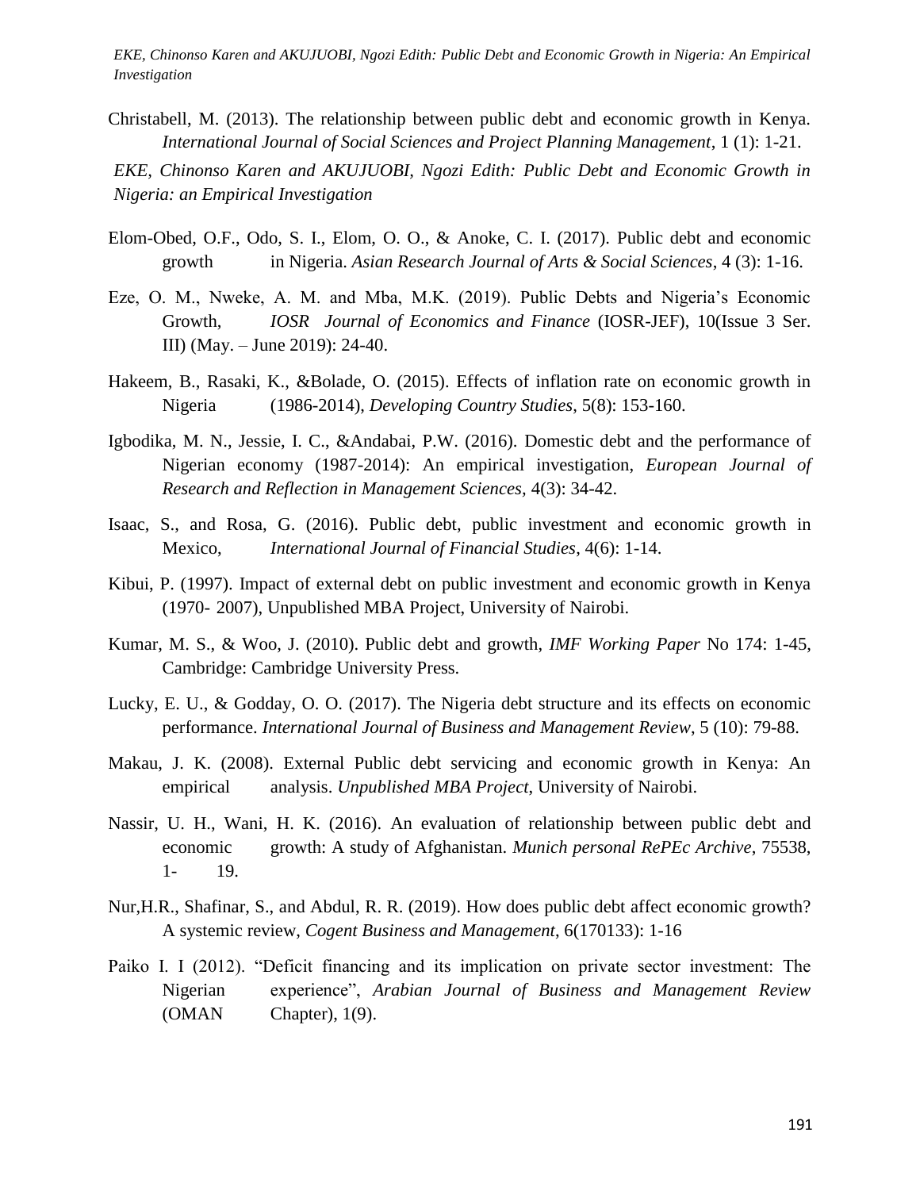Christabell, M. (2013). The relationship between public debt and economic growth in Kenya. *International Journal of Social Sciences and Project Planning Management*, 1 (1): 1-21.

*EKE, Chinonso Karen and AKUJUOBI, Ngozi Edith: Public Debt and Economic Growth in Nigeria: an Empirical Investigation*

Elom-Obed, O.F., Odo, S. I., Elom, O. O., & Anoke, C. I. (2017). Public debt and economic growth in Nigeria. *Asian Research Journal of Arts & Social Sciences*, 4 (3): 1-16.

Eze, O. M., Nweke, A. M. and Mba, M.K. (2019). Public Debts and Nigeria's Economic Growth, *IOSR Journal of Economics and Finance* (IOSR-JEF), 10(Issue 3 Ser. III) (May. – June 2019): 24-40.

Hakeem, B., Rasaki, K., &Bolade, O. (2015). Effects of inflation rate on economic growth in Nigeria (1986-2014), *Developing Country Studies*, 5(8): 153-160.

Igbodika, M. N., Jessie, I. C., &Andabai, P.W. (2016). Domestic debt and the performance of Nigerian economy (1987-2014): An empirical investigation, *European Journal of Research and Reflection in Management Sciences,* 4(3): 34-42.

Isaac, S., and Rosa, G. (2016). Public debt, public investment and economic growth in Mexico, *International Journal of Financial Studies*, 4(6): 1-14.

Kibui, P. (1997). Impact of external debt on public investment and economic growth in Kenya (1970- 2007), Unpublished MBA Project, University of Nairobi.

Kumar, M. S., & Woo, J. (2010). Public debt and growth, *IMF Working Paper* No 174: 1-45, Cambridge: Cambridge University Press.

Lucky, E. U., & Godday, O. O. (2017). The Nigeria debt structure and its effects on economic performance. *International Journal of Business and Management Review*, 5 (10): 79-88.

Makau, J. K. (2008). External Public debt servicing and economic growth in Kenya: An empirical analysis. *Unpublished MBA Project*, University of Nairobi.

Nassir, U. H., Wani, H. K. (2016). An evaluation of relationship between public debt and economic growth: A study of Afghanistan. *Munich personal RePEc Archive*, 75538, 1- 19.

Nur,H.R., Shafinar, S., and Abdul, R. R. (2019). How does public debt affect economic growth? A systemic review, *Cogent Business and Management*, 6(170133): 1-16

Paiko I. I (2012). "Deficit financing and its implication on private sector investment: The Nigerian experience", *Arabian Journal of Business and Management Review* (OMAN Chapter), 1(9).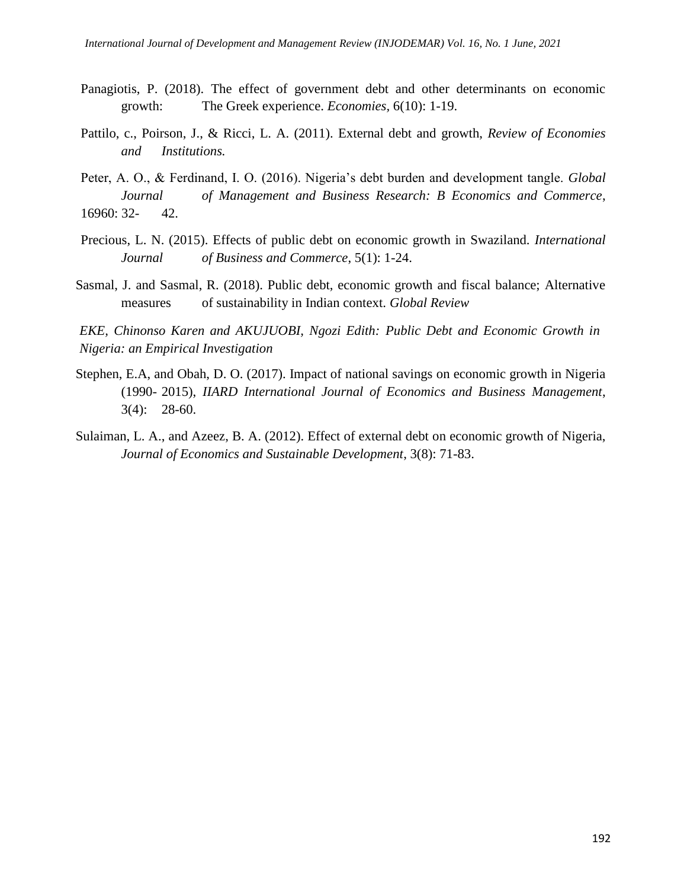Panagiotis, P. (2018). The effect of government debt and other determinants on economic growth: The Greek experience. *Economies*, 6(10): 1-19.

Pattilo, c., Poirson, J., & Ricci, L. A. (2011). External debt and growth, *Review of Economies and Institutions.*

Peter, A. O., & Ferdinand, I. O. (2016). Nigeria's debt burden and development tangle. *Global Journal of Management and Business Research: B Economics and Commerce*, 16960: 32- 42.

Precious, L. N. (2015). Effects of public debt on economic growth in Swaziland. *International Journal of Business and Commerce*, 5(1): 1-24.

Sasmal, J. and Sasmal, R. (2018). Public debt, economic growth and fiscal balance; Alternative measures of sustainability in Indian context. *Global Review*

*EKE, Chinonso Karen and AKUJUOBI, Ngozi Edith: Public Debt and Economic Growth in Nigeria: an Empirical Investigation*

Stephen, E.A, and Obah, D. O. (2017). Impact of national savings on economic growth in Nigeria (1990- 2015), *IIARD International Journal of Economics and Business Management*, 3(4): 28-60.

Sulaiman, L. A., and Azeez, B. A. (2012). Effect of external debt on economic growth of Nigeria, *Journal of Economics and Sustainable Development*, 3(8): 71-83.